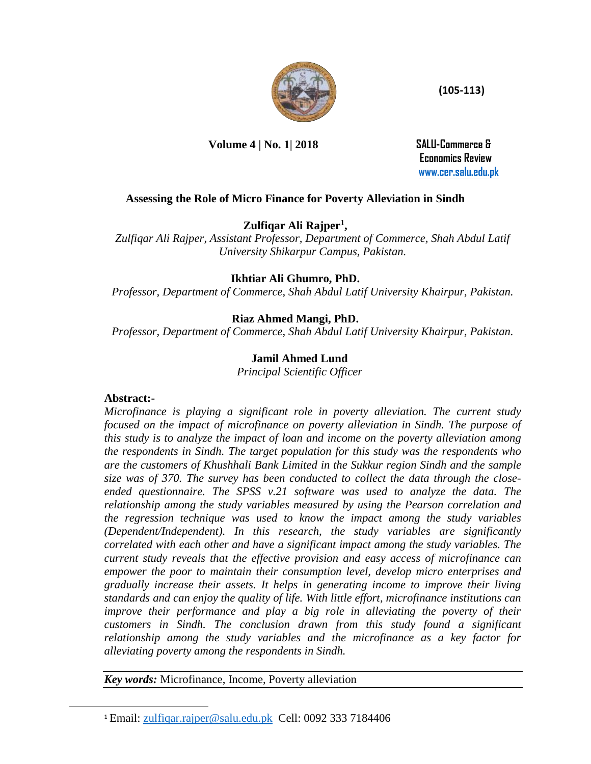# Assessing the Role of Micro Finance for Poverty Alleviation in Sindh

**Zulfiqar Ali Rajper[1],**

*Zulfiqar Ali Rajper, Assistant Professor, Department of Commerce, Shah Abdul Latif University Shikarpur Campus, Pakistan.*

**Ikhtiar Ali Ghumro, PhD.**

*Professor, Department of Commerce, Shah Abdul Latif University Khairpur, Pakistan.*

**Riaz Ahmed Mangi, PhD.**

*Professor, Department of Commerce, Shah Abdul Latif University Khairpur, Pakistan.*

**Jamil Ahmed Lund**

*Principal Scientific Officer*

**Abstract:-**

*Microfinance is playing a significant role in poverty alleviation. The current study focused on the impact of microfinance on poverty alleviation in Sindh. The purpose of this study is to analyze the impact of loan and income on the poverty alleviation among the respondents in Sindh. The target population for this study was the respondents who are the customers of Khushhali Bank Limited in the Sukkur region Sindh and the sample size was of 370. The survey has been conducted to collect the data through the close-ended questionnaire. The SPSS v.21 software was used to analyze the data. The relationship among the study variables measured by using the Pearson correlation and the regression technique was used to know the impact among the study variables (Dependent/Independent). In this research, the study variables are significantly correlated with each other and have a significant impact among the study variables. The current study reveals that the effective provision and easy access of microfinance can empower the poor to maintain their consumption level, develop micro enterprises and gradually increase their assets. It helps in generating income to improve their living standards and can enjoy the quality of life. With little effort, microfinance institutions can improve their performance and play a big role in alleviating the poverty of their customers in Sindh. The conclusion drawn from this study found a significant relationship among the study variables and the microfinance as a key factor for alleviating poverty among the respondents in Sindh.*

***Key words:*** Microfinance, Income, Poverty alleviation

---

[1] Email: zulfiqar.rajper@salu.edu.pk Cell: 0092 333 7184406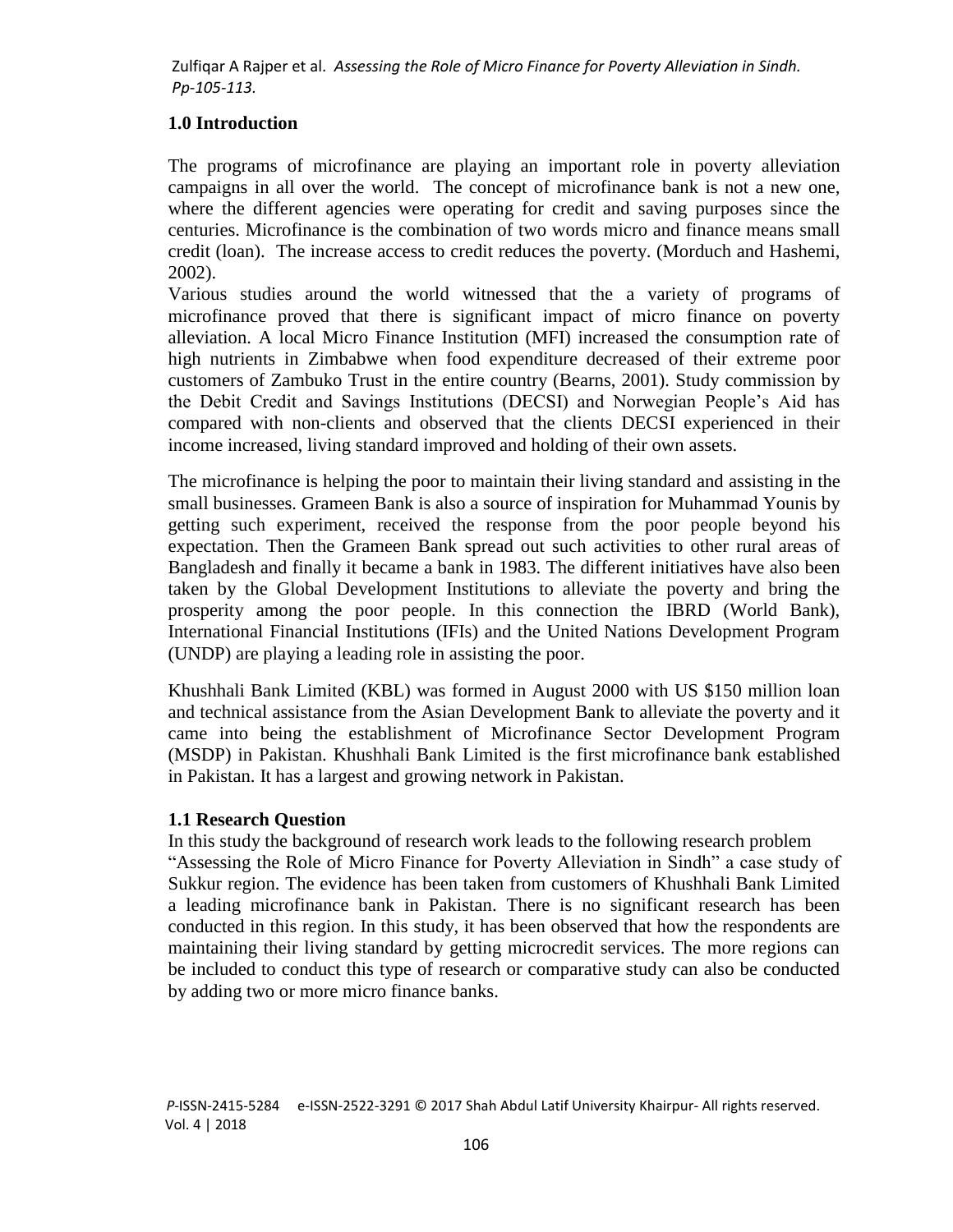## 1.0 Introduction

The programs of microfinance are playing an important role in poverty alleviation campaigns in all over the world. The concept of microfinance bank is not a new one, where the different agencies were operating for credit and saving purposes since the centuries. Microfinance is the combination of two words micro and finance means small credit (loan). The increase access to credit reduces the poverty. (Morduch and Hashemi, 2002).

Various studies around the world witnessed that the a variety of programs of microfinance proved that there is significant impact of micro finance on poverty alleviation. A local Micro Finance Institution (MFI) increased the consumption rate of high nutrients in Zimbabwe when food expenditure decreased of their extreme poor customers of Zambuko Trust in the entire country (Bearns, 2001). Study commission by the Debit Credit and Savings Institutions (DECSI) and Norwegian People's Aid has compared with non-clients and observed that the clients DECSI experienced in their income increased, living standard improved and holding of their own assets.

The microfinance is helping the poor to maintain their living standard and assisting in the small businesses. Grameen Bank is also a source of inspiration for Muhammad Younis by getting such experiment, received the response from the poor people beyond his expectation. Then the Grameen Bank spread out such activities to other rural areas of Bangladesh and finally it became a bank in 1983. The different initiatives have also been taken by the Global Development Institutions to alleviate the poverty and bring the prosperity among the poor people. In this connection the IBRD (World Bank), International Financial Institutions (IFIs) and the United Nations Development Program (UNDP) are playing a leading role in assisting the poor.

Khushhali Bank Limited (KBL) was formed in August 2000 with US $150 million loan and technical assistance from the Asian Development Bank to alleviate the poverty and it came into being the establishment of Microfinance Sector Development Program (MSDP) in Pakistan. Khushhali Bank Limited is the first microfinance bank established in Pakistan. It has a largest and growing network in Pakistan.

### 1.1 Research Question

In this study the background of research work leads to the following research problem "Assessing the Role of Micro Finance for Poverty Alleviation in Sindh" a case study of Sukkur region. The evidence has been taken from customers of Khushhali Bank Limited a leading microfinance bank in Pakistan. There is no significant research has been conducted in this region. In this study, it has been observed that how the respondents are maintaining their living standard by getting microcredit services. The more regions can be included to conduct this type of research or comparative study can also be conducted by adding two or more micro finance banks.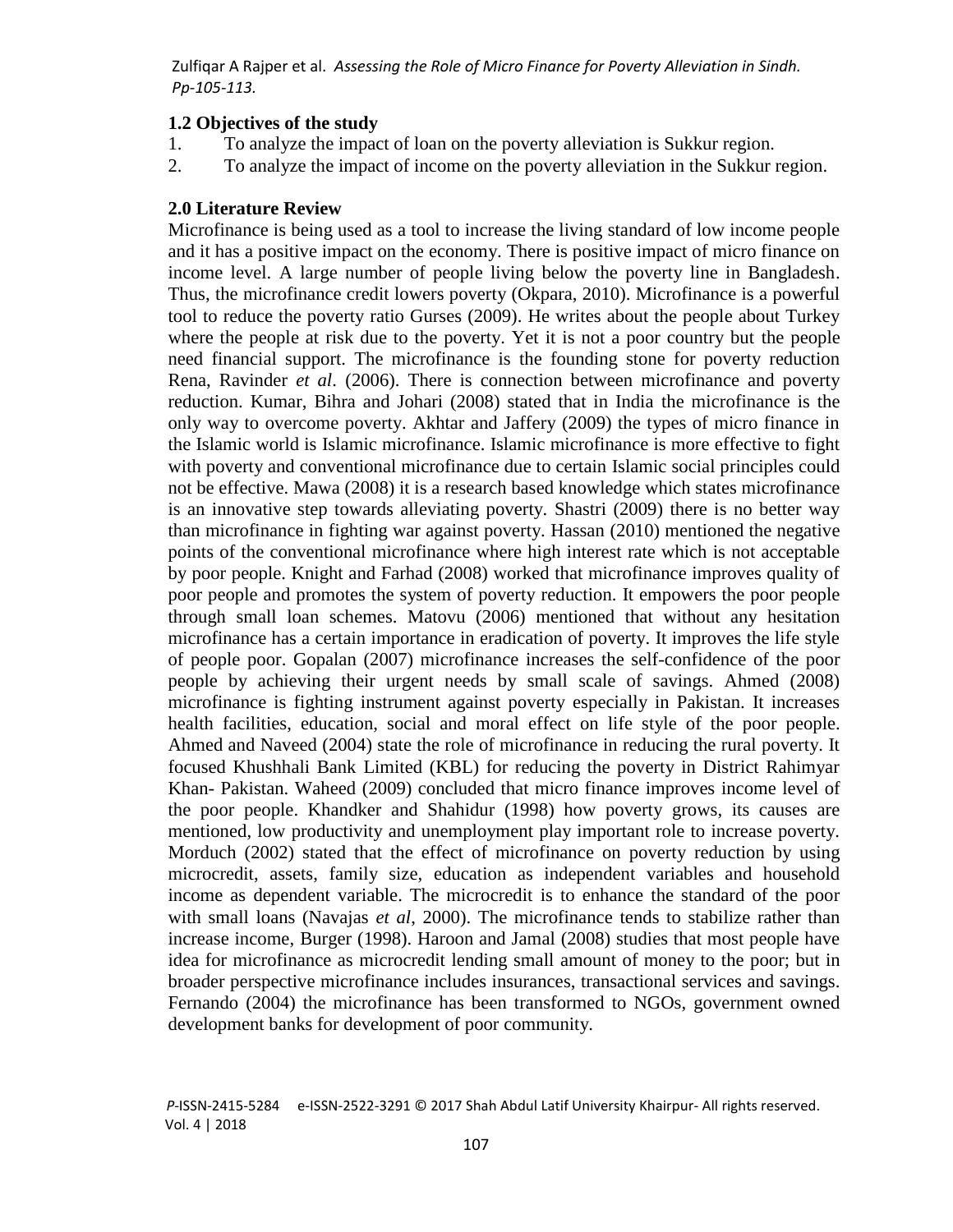### 1.2 Objectives of the study

1. To analyze the impact of loan on the poverty alleviation is Sukkur region.
2. To analyze the impact of income on the poverty alleviation in the Sukkur region.

## 2.0 Literature Review

Microfinance is being used as a tool to increase the living standard of low income people and it has a positive impact on the economy. There is positive impact of micro finance on income level. A large number of people living below the poverty line in Bangladesh. Thus, the microfinance credit lowers poverty (Okpara, 2010). Microfinance is a powerful tool to reduce the poverty ratio Gurses (2009). He writes about the people about Turkey where the people at risk due to the poverty. Yet it is not a poor country but the people need financial support. The microfinance is the founding stone for poverty reduction Rena, Ravinder *et al*. (2006). There is connection between microfinance and poverty reduction. Kumar, Bihra and Johari (2008) stated that in India the microfinance is the only way to overcome poverty. Akhtar and Jaffery (2009) the types of micro finance in the Islamic world is Islamic microfinance. Islamic microfinance is more effective to fight with poverty and conventional microfinance due to certain Islamic social principles could not be effective. Mawa (2008) it is a research based knowledge which states microfinance is an innovative step towards alleviating poverty. Shastri (2009) there is no better way than microfinance in fighting war against poverty. Hassan (2010) mentioned the negative points of the conventional microfinance where high interest rate which is not acceptable by poor people. Knight and Farhad (2008) worked that microfinance improves quality of poor people and promotes the system of poverty reduction. It empowers the poor people through small loan schemes. Matovu (2006) mentioned that without any hesitation microfinance has a certain importance in eradication of poverty. It improves the life style of people poor. Gopalan (2007) microfinance increases the self-confidence of the poor people by achieving their urgent needs by small scale of savings. Ahmed (2008) microfinance is fighting instrument against poverty especially in Pakistan. It increases health facilities, education, social and moral effect on life style of the poor people. Ahmed and Naveed (2004) state the role of microfinance in reducing the rural poverty. It focused Khushhali Bank Limited (KBL) for reducing the poverty in District Rahimyar Khan- Pakistan. Waheed (2009) concluded that micro finance improves income level of the poor people. Khandker and Shahidur (1998) how poverty grows, its causes are mentioned, low productivity and unemployment play important role to increase poverty. Morduch (2002) stated that the effect of microfinance on poverty reduction by using microcredit, assets, family size, education as independent variables and household income as dependent variable. The microcredit is to enhance the standard of the poor with small loans (Navajas *et al*, 2000). The microfinance tends to stabilize rather than increase income, Burger (1998). Haroon and Jamal (2008) studies that most people have idea for microfinance as microcredit lending small amount of money to the poor; but in broader perspective microfinance includes insurances, transactional services and savings. Fernando (2004) the microfinance has been transformed to NGOs, government owned development banks for development of poor community.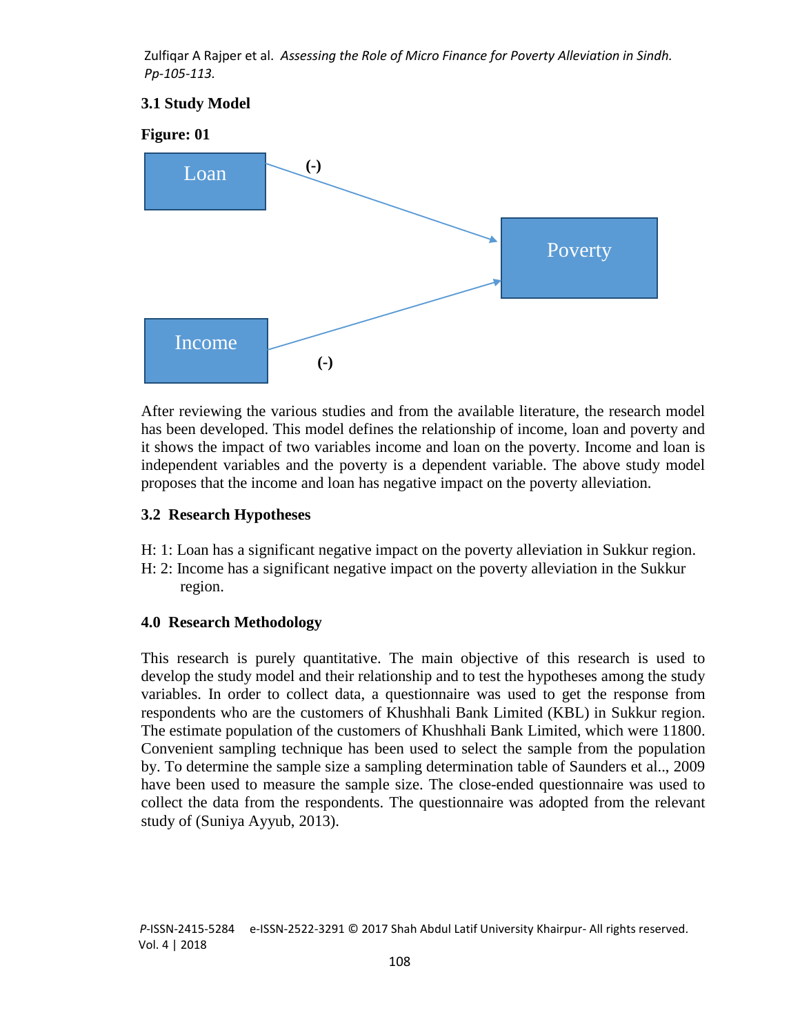### 3.1 Study Model

**Figure: 01**

Loan → (-) → Poverty

Income → (-) → Poverty

After reviewing the various studies and from the available literature, the research model has been developed. This model defines the relationship of income, loan and poverty and it shows the impact of two variables income and loan on the poverty. Income and loan is independent variables and the poverty is a dependent variable. The above study model proposes that the income and loan has negative impact on the poverty alleviation.

### 3.2 Research Hypotheses

H: 1: Loan has a significant negative impact on the poverty alleviation in Sukkur region.
H: 2: Income has a significant negative impact on the poverty alleviation in the Sukkur region.

### 4.0 Research Methodology

This research is purely quantitative. The main objective of this research is used to develop the study model and their relationship and to test the hypotheses among the study variables. In order to collect data, a questionnaire was used to get the response from respondents who are the customers of Khushhali Bank Limited (KBL) in Sukkur region. The estimate population of the customers of Khushhali Bank Limited, which were 11800. Convenient sampling technique has been used to select the sample from the population by. To determine the sample size a sampling determination table of Saunders et al.., 2009 have been used to measure the sample size. The close-ended questionnaire was used to collect the data from the respondents. The questionnaire was adopted from the relevant study of (Suniya Ayyub, 2013).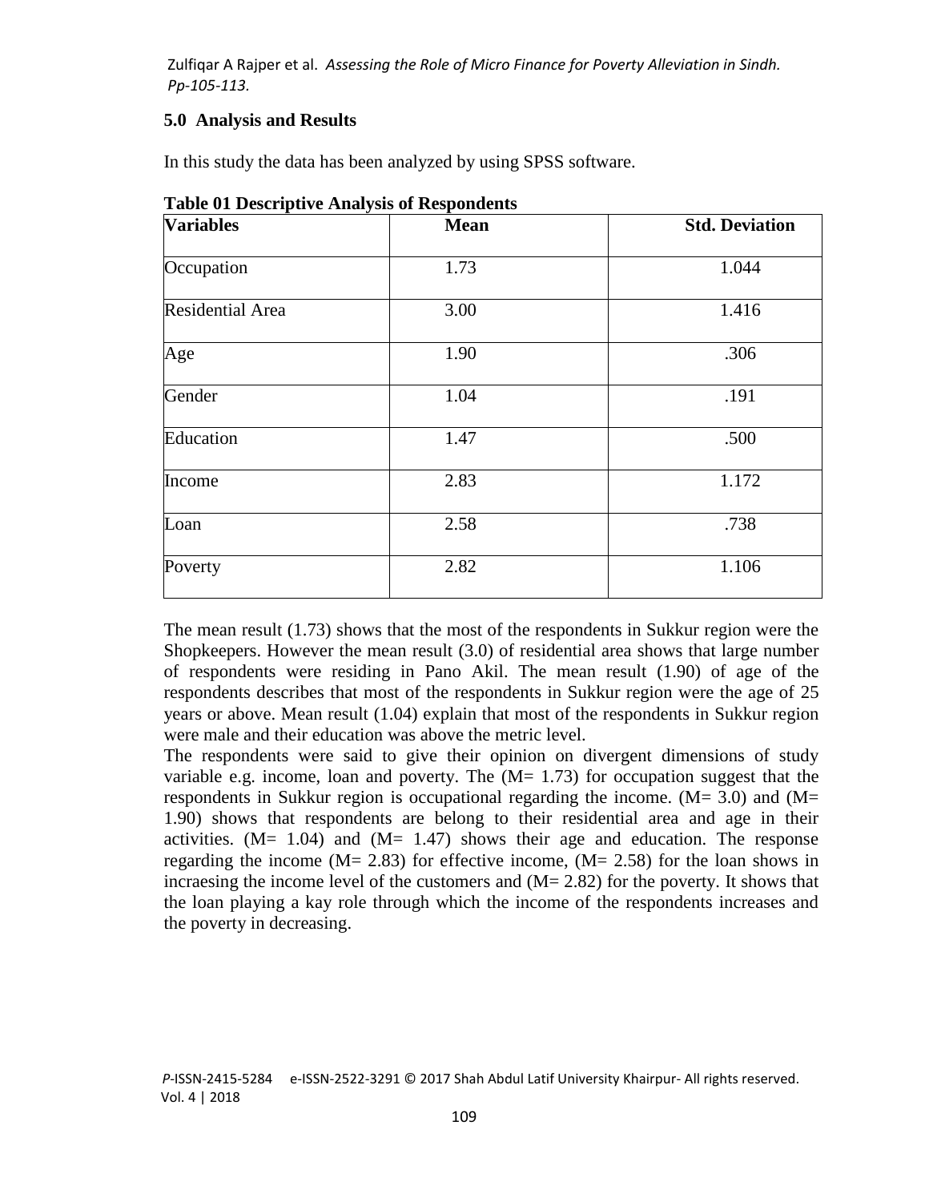## 5.0 Analysis and Results

In this study the data has been analyzed by using SPSS software.

**Table 01 Descriptive Analysis of Respondents**

| Variables | Mean | Std. Deviation |
|---|---|---|
| Occupation | 1.73 | 1.044 |
| Residential Area | 3.00 | 1.416 |
| Age | 1.90 | .306 |
| Gender | 1.04 | .191 |
| Education | 1.47 | .500 |
| Income | 2.83 | 1.172 |
| Loan | 2.58 | .738 |
| Poverty | 2.82 | 1.106 |

The mean result (1.73) shows that the most of the respondents in Sukkur region were the Shopkeepers. However the mean result (3.0) of residential area shows that large number of respondents were residing in Pano Akil. The mean result (1.90) of age of the respondents describes that most of the respondents in Sukkur region were the age of 25 years or above. Mean result (1.04) explain that most of the respondents in Sukkur region were male and their education was above the metric level.

The respondents were said to give their opinion on divergent dimensions of study variable e.g. income, loan and poverty. The (M= 1.73) for occupation suggest that the respondents in Sukkur region is occupational regarding the income. (M= 3.0) and (M= 1.90) shows that respondents are belong to their residential area and age in their activities. (M= 1.04) and (M= 1.47) shows their age and education. The response regarding the income (M= 2.83) for effective income, (M= 2.58) for the loan shows in incraesing the income level of the customers and (M= 2.82) for the poverty. It shows that the loan playing a kay role through which the income of the respondents increases and the poverty in decreasing.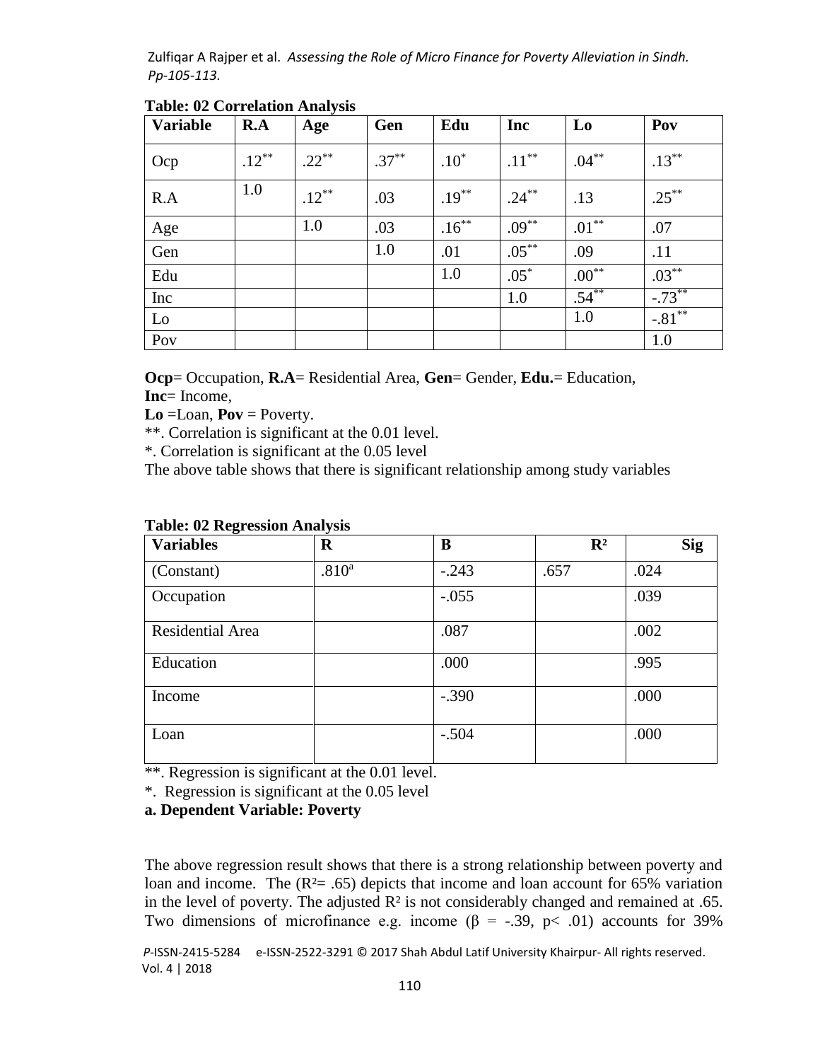**Table: 02 Correlation Analysis**

| Variable | R.A | Age | Gen | Edu | Inc | Lo | Pov |
|---|---|---|---|---|---|---|---|
| Ocp | .12** | .22** | .37** | .10* | .11** | .04** | .13** |
| R.A | 1.0 | .12** | .03 | .19** | .24** | .13 | .25** |
| Age | | 1.0 | .03 | .16** | .09** | .01** | .07 |
| Gen | | | 1.0 | .01 | .05** | .09 | .11 |
| Edu | | | | 1.0 | .05* | .00** | .03** |
| Inc | | | | | 1.0 | .54** | -.73** |
| Lo | | | | | | 1.0 | -.81** |
| Pov | | | | | | | 1.0 |

**Ocp**= Occupation, **R.A**= Residential Area, **Gen**= Gender, **Edu.**= Education, **Inc**= Income,
**Lo** =Loan, **Pov** = Poverty.
**. Correlation is significant at the 0.01 level.
*. Correlation is significant at the 0.05 level
The above table shows that there is significant relationship among study variables

**Table: 02 Regression Analysis**

| Variables | R | B | $R^2$ | Sig |
|---|---|---|---|---|
| (Constant) | .810[a] | -.243 | .657 | .024 |
| Occupation | | -.055 | | .039 |
| Residential Area | | .087 | | .002 |
| Education | | .000 | | .995 |
| Income | | -.390 | | .000 |
| Loan | | -.504 | | .000 |

**. Regression is significant at the 0.01 level.
*. Regression is significant at the 0.05 level
**a. Dependent Variable: Poverty**

The above regression result shows that there is a strong relationship between poverty and loan and income. The ($R^2$= .65) depicts that income and loan account for 65% variation in the level of poverty. The adjusted $R^2$ is not considerably changed and remained at .65. Two dimensions of microfinance e.g. income ($\beta$ = -.39, $p<$ .01) accounts for 39%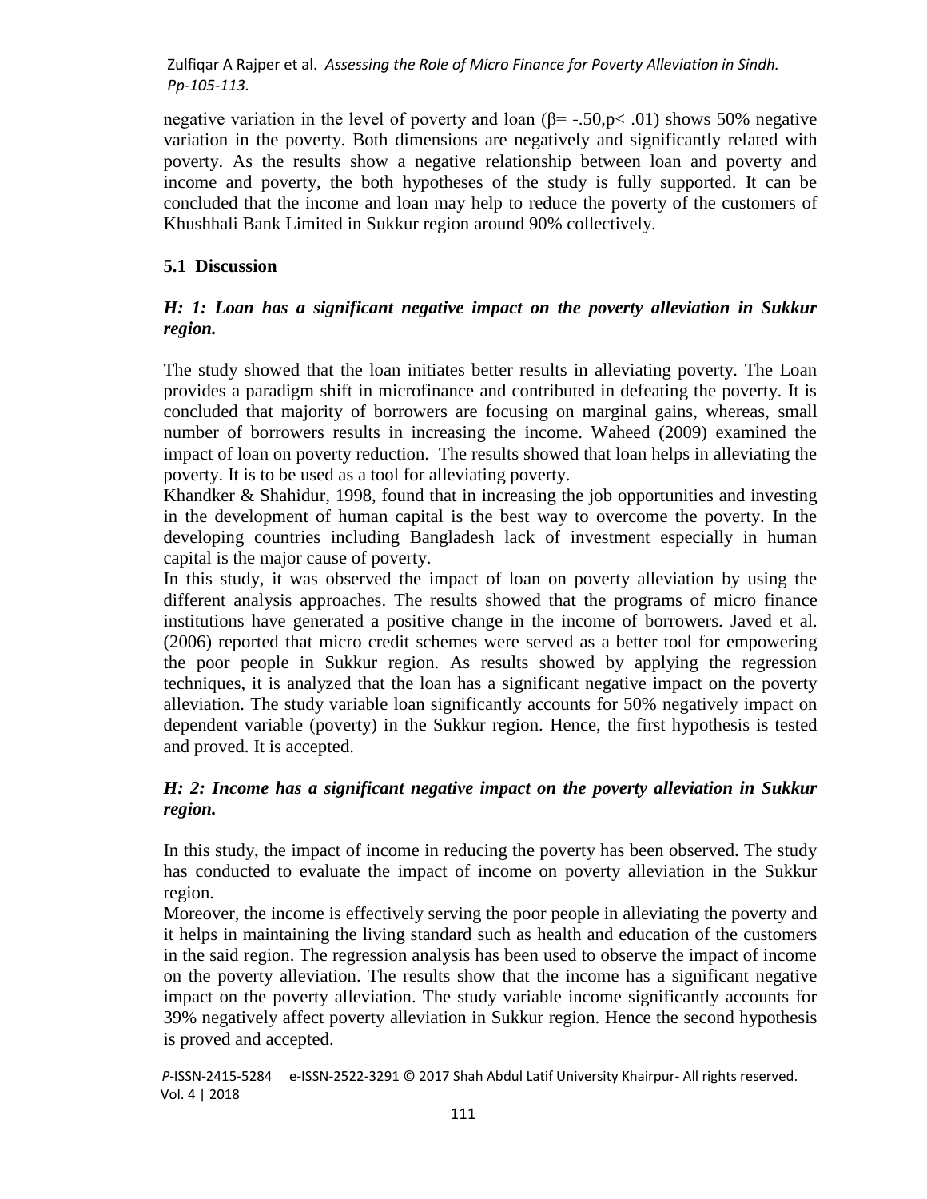negative variation in the level of poverty and loan ($\beta = -.50, p < .01$) shows 50% negative variation in the poverty. Both dimensions are negatively and significantly related with poverty. As the results show a negative relationship between loan and poverty and income and poverty, the both hypotheses of the study is fully supported. It can be concluded that the income and loan may help to reduce the poverty of the customers of Khushhali Bank Limited in Sukkur region around 90% collectively.

## 5.1 Discussion

***H: 1: Loan has a significant negative impact on the poverty alleviation in Sukkur region.***

The study showed that the loan initiates better results in alleviating poverty. The Loan provides a paradigm shift in microfinance and contributed in defeating the poverty. It is concluded that majority of borrowers are focusing on marginal gains, whereas, small number of borrowers results in increasing the income. Waheed (2009) examined the impact of loan on poverty reduction. The results showed that loan helps in alleviating the poverty. It is to be used as a tool for alleviating poverty.

Khandker & Shahidur, 1998, found that in increasing the job opportunities and investing in the development of human capital is the best way to overcome the poverty. In the developing countries including Bangladesh lack of investment especially in human capital is the major cause of poverty.

In this study, it was observed the impact of loan on poverty alleviation by using the different analysis approaches. The results showed that the programs of micro finance institutions have generated a positive change in the income of borrowers. Javed et al. (2006) reported that micro credit schemes were served as a better tool for empowering the poor people in Sukkur region. As results showed by applying the regression techniques, it is analyzed that the loan has a significant negative impact on the poverty alleviation. The study variable loan significantly accounts for 50% negatively impact on dependent variable (poverty) in the Sukkur region. Hence, the first hypothesis is tested and proved. It is accepted.

***H: 2: Income has a significant negative impact on the poverty alleviation in Sukkur region.***

In this study, the impact of income in reducing the poverty has been observed. The study has conducted to evaluate the impact of income on poverty alleviation in the Sukkur region.

Moreover, the income is effectively serving the poor people in alleviating the poverty and it helps in maintaining the living standard such as health and education of the customers in the said region. The regression analysis has been used to observe the impact of income on the poverty alleviation. The results show that the income has a significant negative impact on the poverty alleviation. The study variable income significantly accounts for 39% negatively affect poverty alleviation in Sukkur region. Hence the second hypothesis is proved and accepted.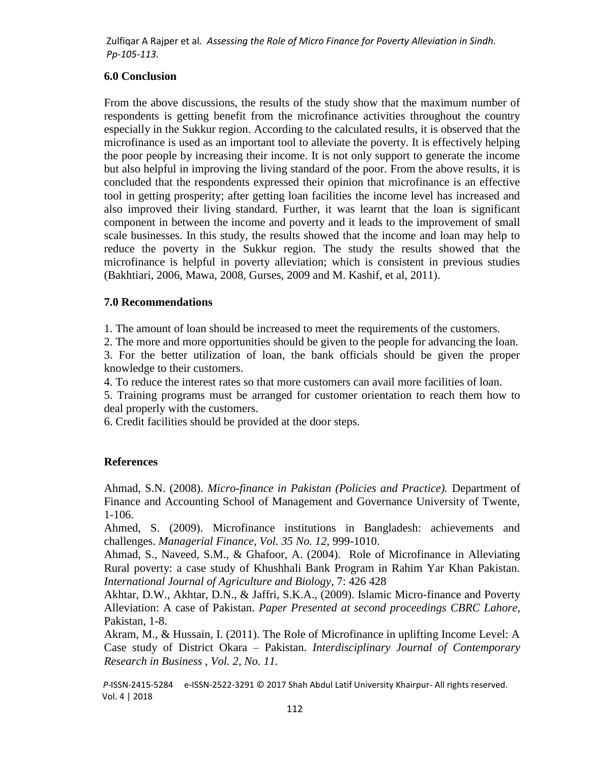## 6.0 Conclusion

From the above discussions, the results of the study show that the maximum number of respondents is getting benefit from the microfinance activities throughout the country especially in the Sukkur region. According to the calculated results, it is observed that the microfinance is used as an important tool to alleviate the poverty. It is effectively helping the poor people by increasing their income. It is not only support to generate the income but also helpful in improving the living standard of the poor. From the above results, it is concluded that the respondents expressed their opinion that microfinance is an effective tool in getting prosperity; after getting loan facilities the income level has increased and also improved their living standard. Further, it was learnt that the loan is significant component in between the income and poverty and it leads to the improvement of small scale businesses. In this study, the results showed that the income and loan may help to reduce the poverty in the Sukkur region. The study the results showed that the microfinance is helpful in poverty alleviation; which is consistent in previous studies (Bakhtiari, 2006, Mawa, 2008, Gurses, 2009 and M. Kashif, et al, 2011).

## 7.0 Recommendations

1. The amount of loan should be increased to meet the requirements of the customers.
2. The more and more opportunities should be given to the people for advancing the loan.
3. For the better utilization of loan, the bank officials should be given the proper knowledge to their customers.
4. To reduce the interest rates so that more customers can avail more facilities of loan.
5. Training programs must be arranged for customer orientation to reach them how to deal properly with the customers.
6. Credit facilities should be provided at the door steps.

## References

Ahmad, S.N. (2008). *Micro-finance in Pakistan (Policies and Practice).* Department of Finance and Accounting School of Management and Governance University of Twente, 1-106.

Ahmed, S. (2009). Microfinance institutions in Bangladesh: achievements and challenges. *Managerial Finance, Vol. 35 No. 12,* 999-1010.

Ahmad, S., Naveed, S.M., & Ghafoor, A. (2004). Role of Microfinance in Alleviating Rural poverty: a case study of Khushhali Bank Program in Rahim Yar Khan Pakistan. *International Journal of Agriculture and Biology*, 7: 426 428

Akhtar, D.W., Akhtar, D.N., & Jaffri, S.K.A., (2009). Islamic Micro-finance and Poverty Alleviation: A case of Pakistan. *Paper Presented at second proceedings CBRC Lahore*, Pakistan, 1-8.

Akram, M., & Hussain, I. (2011). The Role of Microfinance in uplifting Income Level: A Case study of District Okara – Pakistan. *Interdisciplinary Journal of Contemporary Research in Business , Vol. 2, No. 11.*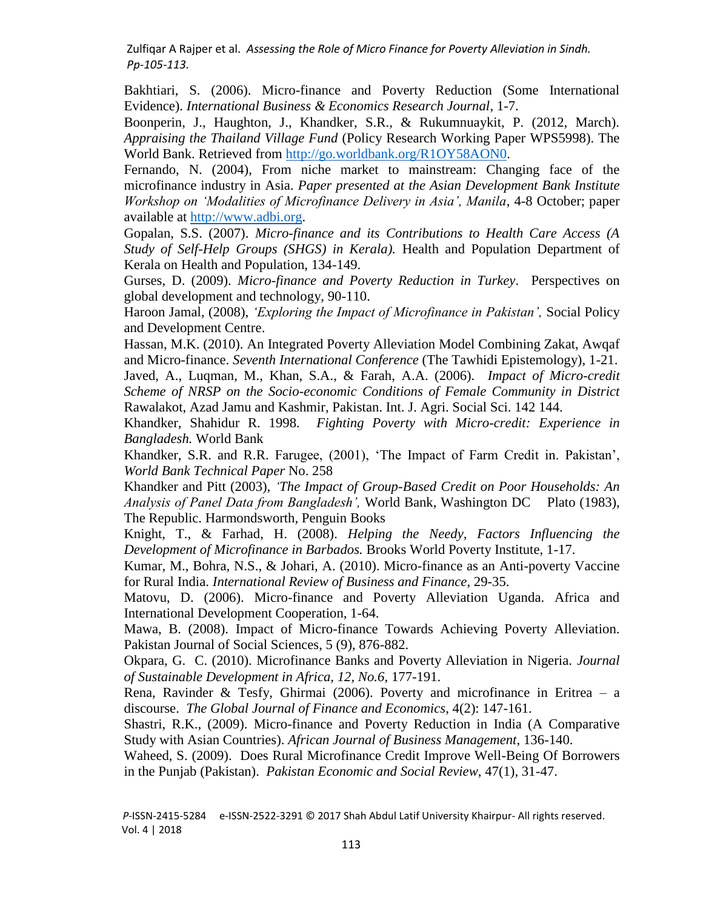Bakhtiari, S. (2006). Micro-finance and Poverty Reduction (Some International Evidence). *International Business & Economics Research Journal*, 1-7.

Boonperin, J., Haughton, J., Khandker, S.R., & Rukumnuaykit, P. (2012, March). *Appraising the Thailand Village Fund* (Policy Research Working Paper WPS5998). The World Bank. Retrieved from http://go.worldbank.org/R1OY58AON0.

Fernando, N. (2004), From niche market to mainstream: Changing face of the microfinance industry in Asia. *Paper presented at the Asian Development Bank Institute Workshop on 'Modalities of Microfinance Delivery in Asia', Manila*, 4-8 October; paper available at http://www.adbi.org.

Gopalan, S.S. (2007). *Micro-finance and its Contributions to Health Care Access (A Study of Self-Help Groups (SHGS) in Kerala).* Health and Population Department of Kerala on Health and Population, 134-149.

Gurses, D. (2009). *Micro-finance and Poverty Reduction in Turkey*. Perspectives on global development and technology, 90-110.

Haroon Jamal, (2008), *'Exploring the Impact of Microfinance in Pakistan',* Social Policy and Development Centre.

Hassan, M.K. (2010). An Integrated Poverty Alleviation Model Combining Zakat, Awqaf and Micro-finance. *Seventh International Conference* (The Tawhidi Epistemology), 1-21.

Javed, A., Luqman, M., Khan, S.A., & Farah, A.A. (2006). *Impact of Micro-credit Scheme of NRSP on the Socio-economic Conditions of Female Community in District* Rawalakot, Azad Jamu and Kashmir, Pakistan. Int. J. Agri. Social Sci. 142 144.

Khandker, Shahidur R. 1998. *Fighting Poverty with Micro-credit: Experience in Bangladesh.* World Bank

Khandker, S.R. and R.R. Farugee, (2001), 'The Impact of Farm Credit in. Pakistan', *World Bank Technical Paper* No. 258

Khandker and Pitt (2003), *'The Impact of Group-Based Credit on Poor Households: An Analysis of Panel Data from Bangladesh',* World Bank, Washington DC Plato (1983), The Republic. Harmondsworth, Penguin Books

Knight, T., & Farhad, H. (2008). *Helping the Needy, Factors Influencing the Development of Microfinance in Barbados.* Brooks World Poverty Institute, 1-17.

Kumar, M., Bohra, N.S., & Johari, A. (2010). Micro-finance as an Anti-poverty Vaccine for Rural India. *International Review of Business and Finance*, 29-35.

Matovu, D. (2006). Micro-finance and Poverty Alleviation Uganda. Africa and International Development Cooperation, 1-64.

Mawa, B. (2008). Impact of Micro-finance Towards Achieving Poverty Alleviation. Pakistan Journal of Social Sciences, 5 (9), 876-882.

Okpara, G. C. (2010). Microfinance Banks and Poverty Alleviation in Nigeria. *Journal of Sustainable Development in Africa, 12, No.6*, 177-191.

Rena, Ravinder & Tesfy, Ghirmai (2006). Poverty and microfinance in Eritrea – a discourse. *The Global Journal of Finance and Economics*, 4(2): 147-161.

Shastri, R.K., (2009). Micro-finance and Poverty Reduction in India (A Comparative Study with Asian Countries). *African Journal of Business Management*, 136-140.

Waheed, S. (2009). Does Rural Microfinance Credit Improve Well-Being Of Borrowers in the Punjab (Pakistan). *Pakistan Economic and Social Review*, 47(1), 31-47.